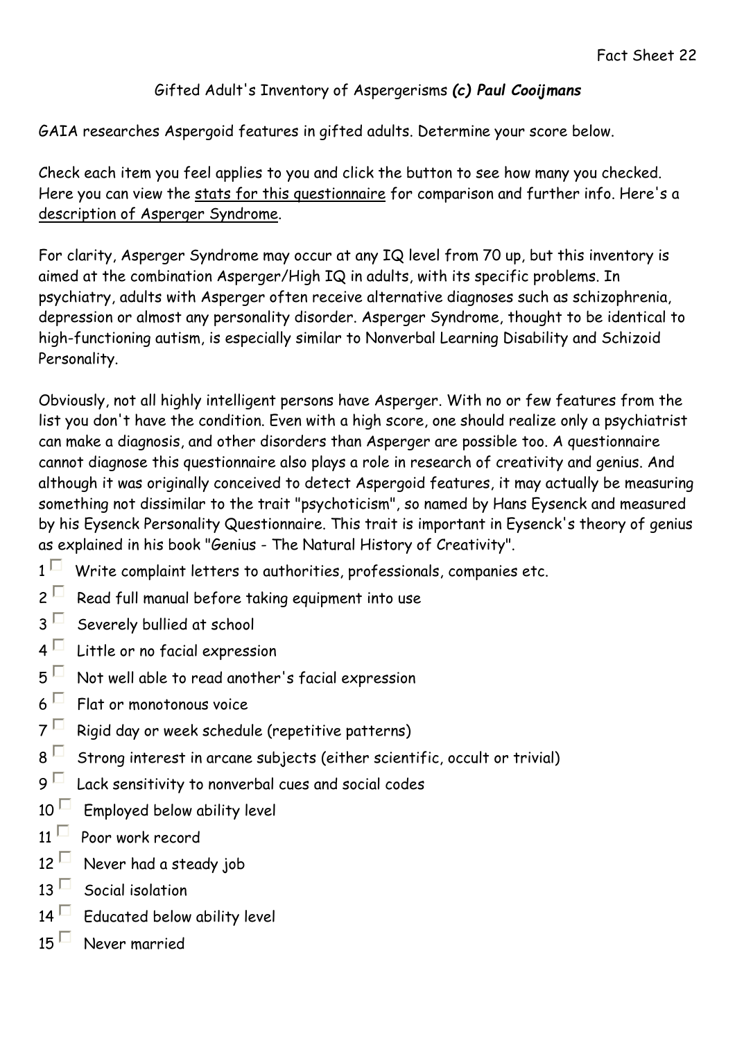Fact Sheet 22

Gifted Adult's Inventory of Aspergerisms ***(c) Paul Cooijmans***

GAIA researches Aspergoid features in gifted adults. Determine your score below.

Check each item you feel applies to you and click the button to see how many you checked. Here you can view the stats for this questionnaire for comparison and further info. Here's a description of Asperger Syndrome.

For clarity, Asperger Syndrome may occur at any IQ level from 70 up, but this inventory is aimed at the combination Asperger/High IQ in adults, with its specific problems. In psychiatry, adults with Asperger often receive alternative diagnoses such as schizophrenia, depression or almost any personality disorder. Asperger Syndrome, thought to be identical to high-functioning autism, is especially similar to Nonverbal Learning Disability and Schizoid Personality.

Obviously, not all highly intelligent persons have Asperger. With no or few features from the list you don't have the condition. Even with a high score, one should realize only a psychiatrist can make a diagnosis, and other disorders than Asperger are possible too. A questionnaire cannot diagnose this questionnaire also plays a role in research of creativity and genius. And although it was originally conceived to detect Aspergoid features, it may actually be measuring something not dissimilar to the trait "psychoticism", so named by Hans Eysenck and measured by his Eysenck Personality Questionnaire. This trait is important in Eysenck's theory of genius as explained in his book "Genius - The Natural History of Creativity".

1 ☐ Write complaint letters to authorities, professionals, companies etc.
2 ☐ Read full manual before taking equipment into use
3 ☐ Severely bullied at school
4 ☐ Little or no facial expression
5 ☐ Not well able to read another's facial expression
6 ☐ Flat or monotonous voice
7 ☐ Rigid day or week schedule (repetitive patterns)
8 ☐ Strong interest in arcane subjects (either scientific, occult or trivial)
9 ☐ Lack sensitivity to nonverbal cues and social codes
10 ☐ Employed below ability level
11 ☐ Poor work record
12 ☐ Never had a steady job
13 ☐ Social isolation
14 ☐ Educated below ability level
15 ☐ Never married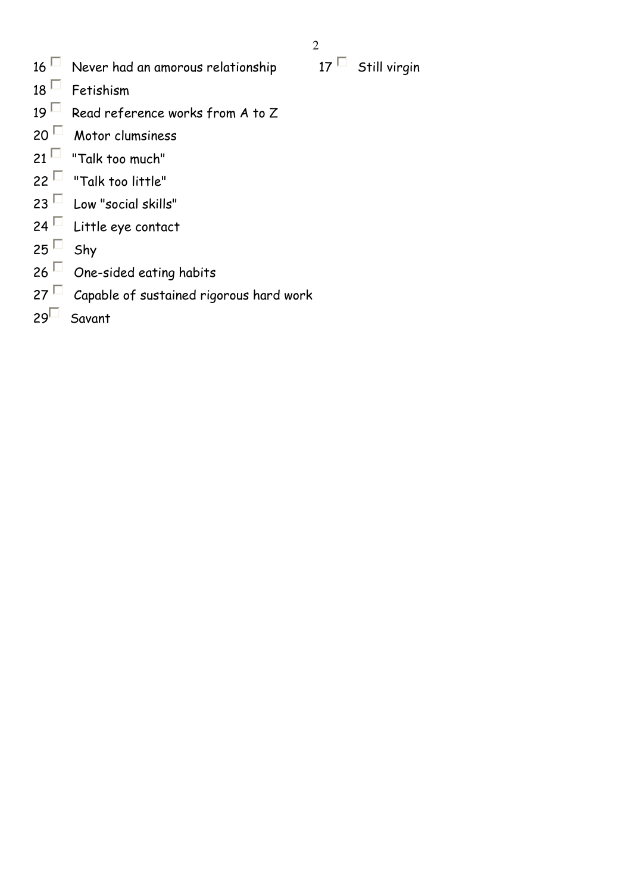- 16 ☐ Never had an amorous relationship
- 17 ☐ Still virgin
- 18 ☐ Fetishism
- 19 ☐ Read reference works from A to Z
- 20 ☐ Motor clumsiness
- 21 ☐ "Talk too much"
- 22 ☐ "Talk too little"
- 23 ☐ Low "social skills"
- 24 ☐ Little eye contact
- 25 ☐ Shy
- 26 ☐ One-sided eating habits
- 27 ☐ Capable of sustained rigorous hard work
- 29 ☐ Savant